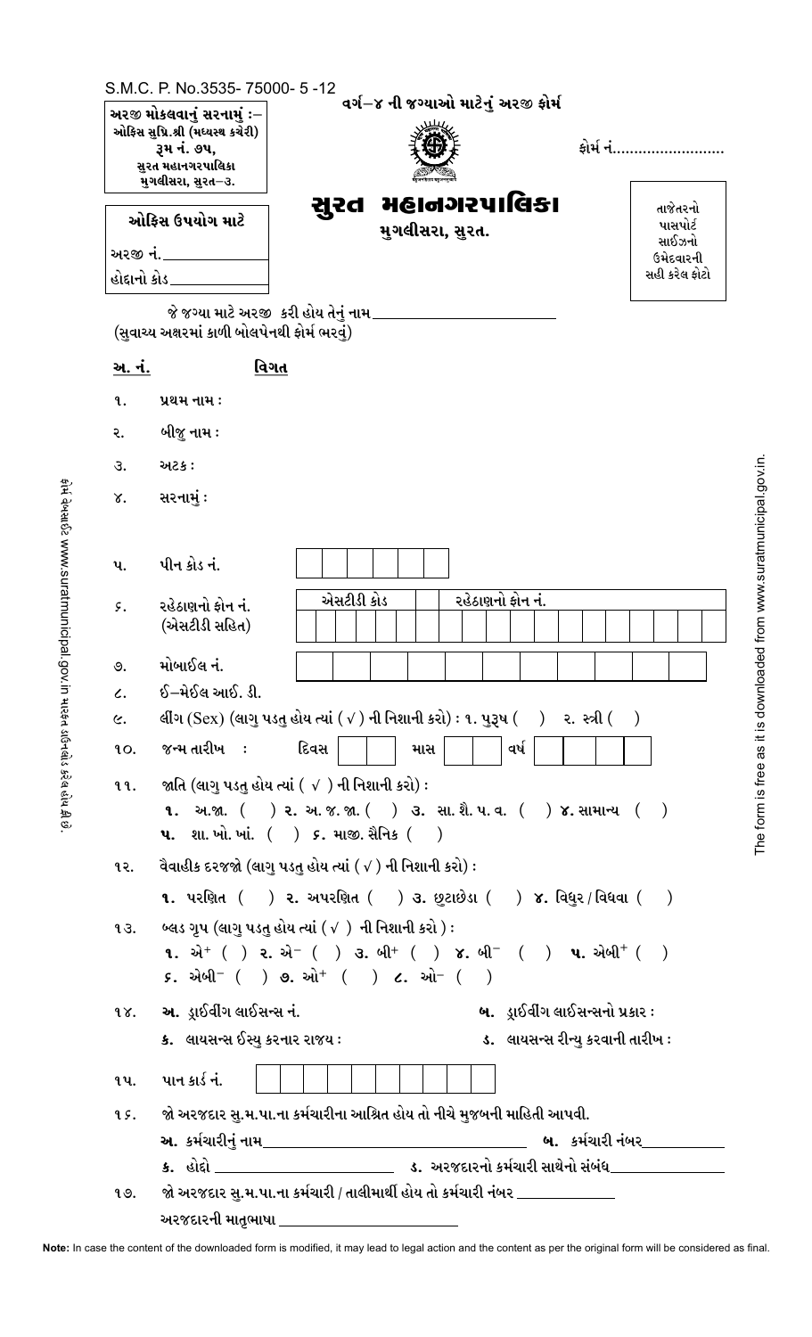S.M.C. P. No.3535- 75000- 5 -12

અરજી મોકલવાનું સરનામું :–
ઓફિસ સુપ્રિ.શ્રી (મધ્યસ્થ કચેરી)
રૂમ નં. ૭૫,
સુરત મહાનગરપાલિકા
મુગલીસરા, સુરત–૩.

## વર્ગ–૪ ની જગ્યાઓ માટેનું અરજી ફોર્મ

ફોર્મ નં.........................

# સુરત મહાનગરપાલિકા

મુગલીસરા, સુરત.

ઓફિસ ઉપયોગ માટે

અરજી નં.______________

હોદ્દાનો કોડ______________

તાજેતરનો પાસપોર્ટ સાઈઝનો ઉમેદવારની સહી કરેલ ફોટો

જે જગ્યા માટે અરજી કરી હોય તેનું નામ________________________

(સુવાચ્ય અક્ષરમાં કાળી બોલપેનથી ફોર્મ ભરવું)

| અ. નં. | વિગત |
|---|---|
| ૧. | પ્રથમ નામ : |
| ૨. | બીજુ નામ : |
| ૩. | અટક : |
| ૪. | સરનામું : |
| ૫. | પીન કોડ નં. |
| ૬. | રહેઠાણનો ફોન નં. (એસટીડી સહિત) — એસટીડી કોડ / રહેઠાણનો ફોન નં. |
| ૭. | મોબાઈલ નં. |
| ૮. | ઈ–મેઈલ આઈ. ડી. |
| ૯. | લીંગ (Sex) (લાગુ પડતુ હોય ત્યાં ( √ ) ની નિશાની કરો) : ૧. પુરૂષ (  )  ૨. સ્ત્રી (  ) |
| ૧૦. | જન્મ તારીખ : દિવસ __ માસ __ વર્ષ ____ |
| ૧૧. | જાતિ (લાગુ પડતુ હોય ત્યાં ( √ ) ની નિશાની કરો) : **૧.** અ.જા. (  ) **૨.** અ. જ. જા. (  ) **૩.** સા. શૈ. પ. વ. (  ) **૪.** સામાન્ય (  ) **૫.** શા. ખો. ખાં. (  ) **૬.** માજી. સૈનિક (  ) |
| ૧૨. | વૈવાહીક દરજ્જો (લાગુ પડતુ હોય ત્યાં ( √ ) ની નિશાની કરો) : **૧.** પરણિત (  ) **૨.** અપરણિત (  ) **૩.** છુટાછેડા (  ) **૪.** વિધુર / વિધવા (  ) |
| ૧૩. | બ્લડ ગૃપ (લાગુ પડતુ હોય ત્યાં ( √ ) ની નિશાની કરો ) : **૧.** એ+ (  ) **૨.** એ– (  ) **૩.** બી+ (  ) **૪.** બી– (  ) **૫.** એબી+ (  ) **૬.** એબી– (  ) **૭.** ઓ+ (  ) **૮.** ઓ– (  ) |
| ૧૪. | **અ.** ડ્રાઈવીંગ લાઈસન્સ નં. **બ.** ડ્રાઈવીંગ લાઈસન્સનો પ્રકાર : **ક.** લાયસન્સ ઈસ્યુ કરનાર રાજય : **ડ.** લાયસન્સ રીન્યુ કરવાની તારીખ : |
| ૧૫. | પાન કાર્ડ નં. |
| ૧૬. | જો અરજદાર સુ.મ.પા.ના કર્મચારીના આશ્રિત હોય તો નીચે મુજબની માહિતી આપવી. **અ.** કર્મચારીનું નામ________ **બ.** કર્મચારી નંબર________ **ક.** હોદ્દો ________ **ડ.** અરજદારનો કર્મચારી સાથેનો સંબંધ________ |
| ૧૭. | જો અરજદાર સુ.મ.પા.ના કર્મચારી / તાલીમાર્થી હોય તો કર્મચારી નંબર ____________ અરજદારની માતૃભાષા ____________________ |

ફોર્મ વેબસાઈટ www.suratmunicipal.gov.in મારફત ડાઉનલોડ કરેલ હોય શ્રી છે.

The form is free as it is downloaded from www.suratmunicipal.gov.in.

**Note:** In case the content of the downloaded form is modified, it may lead to legal action and the content as per the original form will be considered as final.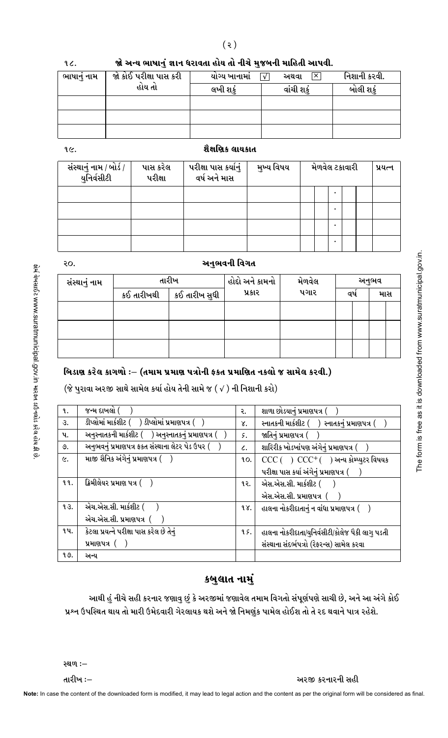૧૮. **જો અન્ય ભાષાનું જ્ઞાન ધરાવતા હોય તો નીચે મુજબની માહિતી આપવી.**

| ભાષાનું નામ | જો કોઈ પરીક્ષા પાસ કરી હોય તો | યોગ્ય ખાનામાં ☑ અથવા ☒ નિશાની કરવી. | | |
|---|---|---|---|---|
| | | લખી શકું | વાંચી શકું | બોલી શકું |
| | | | | |
| | | | | |
| | | | | |

૧૯. **શૈક્ષણિક લાયકાત**

| સંસ્થાનું નામ / બોર્ડ / યુનિવર્સીટી | પાસ કરેલ પરીક્ષા | પરીક્ષા પાસ કર્યાનું વર્ષ અને માસ | મુખ્ય વિષય | મેળવેલ ટકાવારી | પ્રયત્ન |
|---|---|---|---|---|---|
| | | | | . | |
| | | | | . | |
| | | | | . | |
| | | | | . | |

૨૦. **અનુભવની વિગત**

| સંસ્થાનું નામ | તારીખ | | હોદ્દો અને કામનો પ્રકાર | મેળવેલ પગાર | અનુભવ | |
|---|---|---|---|---|---|---|
| | કઈ તારીખથી | કઈ તારીખ સુધી | | | વર્ષ | માસ |
| | | | | | | |
| | | | | | | |
| | | | | | | |

## બિડાણ કરેલ કાગળો :– (તમામ પ્રમાણ પત્રોની ફક્ત પ્રમાણિત નકલો જ સામેલ કરવી.)

(જે પુરાવા અરજી સાથે સામેલ કર્યા હોય તેની સામે જ ( √ ) ની નિશાની કરો)

| ક્રમ | વિગત | ક્રમ | વિગત |
|---|---|---|---|
| ૧. | જન્મ દાખલો ( ) | ૨. | શાળા છોડયાનું પ્રમાણપત્ર ( ) |
| ૩. | ડીપ્લોમાં માર્કશીટ ( ) ડીપ્લોમાં પ્રમાણપત્ર ( ) | ૪. | સ્નાતકની માર્કશીટ ( ) સ્નાતકનું પ્રમાણપત્ર ( ) |
| ૫. | અનુસ્નાતકની માર્કશીટ ( ) અનુસ્નાતકનું પ્રમાણપત્ર ( ) | ૬. | જાતિનું પ્રમાણપત્ર ( ) |
| ૭. | અનુભવનું પ્રમાણપત્ર ફકત સંસ્થાના લેટર પેડ ઉપર ( ) | ૮. | શારિરીક ખોડખાંપણ અંગેનું પ્રમાણપત્ર ( ) |
| ૯. | માજી સૈનિક અંગેનું પ્રમાણપત્ર ( ) | ૧૦. | CCC ( ) CCC+ ( ) અન્ય કોમ્પ્યુટર વિષયક પરીક્ષા પાસ કર્યા અંગેનું પ્રમાણપત્ર ( ) |
| ૧૧. | ક્રિમીલેયર પ્રમાણ પત્ર ( ) | ૧૨. | એસ.એસ.સી. માર્કશીટ ( ) એસ.એસ.સી. પ્રમાણપત્ર ( ) |
| ૧૩. | એચ.એસ.સી. માર્કશીટ ( ) એચ.એસ.સી. પ્રમાણપત્ર ( ) | ૧૪. | હાલના નોકરીદાતાનું ન વાંધા પ્રમાણપત્ર ( ) |
| ૧૫. | કેટલા પ્રયત્ને પરીક્ષા પાસ કરેલ છે તેનું પ્રમાણપત્ર ( ) | ૧૬. | હાલના નોકરીદાતા/યુનિવર્સીટી/કોલેજ પૈકી લાગુ પડતી સંસ્થાના સંદર્ભપત્રો (રેફરન્સ) સામેલ કરવા |
| ૧૭. | અન્ય | | |

## કબુલાત નામું

આથી હું નીચે સહી કરનાર જણાવુ છું કે અરજીમાં જણાવેલ તમામ વિગતો સંપૂર્ણપણે સાચી છે, અને આ અંગે કોઈ પ્રશ્ન ઉપસ્થિત થાય તો મારી ઉમેદવારી ગેરલાયક થશે અને જો નિમણુંક પામેલ હોઈશ તો તે રદ થવાને પાત્ર રહેશે.

સ્થળ :–

તારીખ :– અરજી કરનારની સહી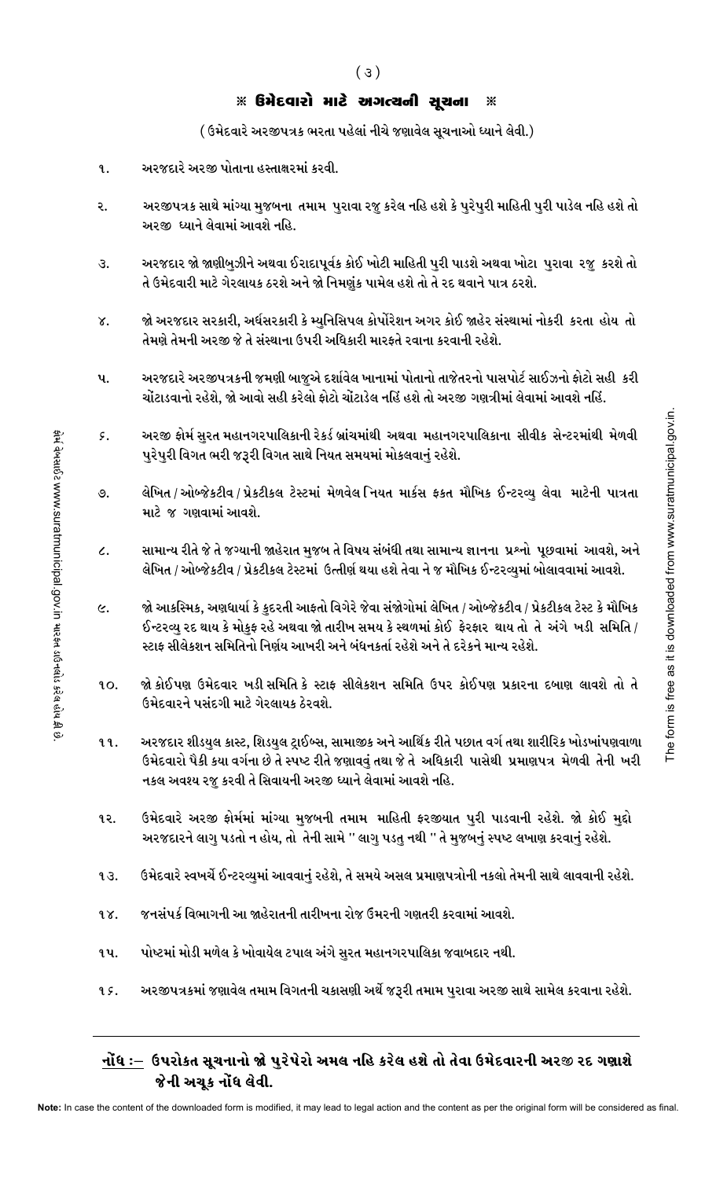## ※ ઉમેદવારો માટે અગત્યની સૂચના ※

( ઉમેદવારે અરજીપત્રક ભરતા પહેલાં નીચે જણાવેલ સૂચનાઓ ધ્યાને લેવી.)

૧. અરજદારે અરજી પોતાના હસ્તાક્ષરમાં કરવી.

૨. અરજીપત્રક સાથે માંગ્યા મુજબના તમામ પુરાવા રજુ કરેલ નહિ હશે કે પુરેપુરી માહિતી પુરી પાડેલ નહિ હશે તો અરજી ધ્યાને લેવામાં આવશે નહિ.

૩. અરજદાર જો જાણીબુઝીને અથવા ઈરાદાપૂર્વક કોઈ ખોટી માહિતી પુરી પાડશે અથવા ખોટા પુરાવા રજુ કરશે તો તે ઉમેદવારી માટે ગેરલાયક ઠરશે અને જો નિમણુંક પામેલ હશે તો તે રદ થવાને પાત્ર ઠરશે.

૪. જો અરજદાર સરકારી, અર્ધસરકારી કે મ્યુનિસિપલ કોર્પોરેશન અગર કોઈ જાહેર સંસ્થામાં નોકરી કરતા હોય તો તેમણે તેમની અરજી જે તે સંસ્થાના ઉપરી અધિકારી મારફતે રવાના કરવાની રહેશે.

૫. અરજદારે અરજીપત્રકની જમણી બાજુએ દર્શાવેલ ખાનામાં પોતાનો તાજેતરનો પાસપોર્ટ સાઈઝનો ફોટો સહી કરી ચોંટાડવાનો રહેશે, જો આવો સહી કરેલો ફોટો ચોંટાડેલ નહિં હશે તો અરજી ગણત્રીમાં લેવામાં આવશે નહિં.

૬. અરજી ફોર્મ સુરત મહાનગરપાલિકાની રેકર્ડ બ્રાંચમાંથી અથવા મહાનગરપાલિકાના સીવીક સેન્ટરમાંથી મેળવી પુરેપુરી વિગત ભરી જરૂરી વિગત સાથે નિયત સમયમાં મોકલવાનું રહેશે.

૭. લેખિત / ઓબ્જેકટીવ / પ્રેકટીકલ ટેસ્ટમાં મેળવેલ નિયત માર્કસ ફક્ત મૌખિક ઈન્ટરવ્યુ લેવા માટેની પાત્રતા માટે જ ગણવામાં આવશે.

૮. સામાન્ય રીતે જે તે જગ્યાની જાહેરાત મુજબ તે વિષય સંબંધી તથા સામાન્ય જ્ઞાનના પ્રશ્નો પૂછવામાં આવશે, અને લેખિત / ઓબ્જેકટીવ / પ્રેકટીકલ ટેસ્ટમાં ઉત્તીર્ણ થયા હશે તેવા ને જ મૌખિક ઈન્ટરવ્યુમાં બોલાવવામાં આવશે.

૯. જો આકસ્મિક, અણધાર્યા કે કુદરતી આફતો વિગેરે જેવા સંજોગોમાં લેખિત / ઓબ્જેકટીવ / પ્રેકટીકલ ટેસ્ટ કે મૌખિક ઈન્ટરવ્યુ રદ થાય કે મોકુફ રહે અથવા જો તારીખ સમય કે સ્થળમાં કોઈ ફેરફાર થાય તો તે અંગે ખડી સમિતિ / સ્ટાફ સીલેકશન સમિતિનો નિર્ણય આખરી અને બંધનકર્તા રહેશે અને તે દરેકને માન્ય રહેશે.

૧૦. જો કોઈપણ ઉમેદવાર ખડી સમિતિ કે સ્ટાફ સીલેકશન સમિતિ ઉપર કોઈપણ પ્રકારના દબાણ લાવશે તો તે ઉમેદવારને પસંદગી માટે ગેરલાયક ઠેરવશે.

૧૧. અરજદાર શીડયુલ કાસ્ટ, શિડયુલ ટ્રાઈબ્સ, સામાજીક અને આર્થિક રીતે પછાત વર્ગ તથા શારીરિક ખોડખાંપણવાળા ઉમેદવારો પૈકી કયા વર્ગના છે તે સ્પષ્ટ રીતે જણાવવું તથા જે તે અધિકારી પાસેથી પ્રમાણપત્ર મેળવી તેની ખરી નકલ અવશ્ય રજુ કરવી તે સિવાયની અરજી ધ્યાને લેવામાં આવશે નહિ.

૧૨. ઉમેદવારે અરજી ફોર્મમાં માંગ્યા મુજબની તમામ માહિતી ફરજીયાત પુરી પાડવાની રહેશે. જો કોઈ મુદ્દો અરજદારને લાગુ પડતો ન હોય, તો તેની સામે " લાગુ પડતુ નથી " તે મુજબનું સ્પષ્ટ લખાણ કરવાનું રહેશે.

૧૩. ઉમેદવારે સ્વખર્ચે ઈન્ટરવ્યુમાં આવવાનું રહેશે, તે સમયે અસલ પ્રમાણપત્રોની નકલો તેમની સાથે લાવવાની રહેશે.

૧૪. જનસંપર્ક વિભાગની આ જાહેરાતની તારીખના રોજ ઉમરની ગણતરી કરવામાં આવશે.

૧૫. પોષ્ટમાં મોડી મળેલ કે ખોવાયેલ ટપાલ અંગે સુરત મહાનગરપાલિકા જવાબદાર નથી.

૧૬. અરજીપત્રકમાં જણાવેલ તમામ વિગતની ચકાસણી અર્થે જરૂરી તમામ પુરાવા અરજી સાથે સામેલ કરવાના રહેશે.

**નોંધ :– ઉપરોકત સૂચનાનો જો પુરેપેરો અમલ નહિ કરેલ હશે તો તેવા ઉમેદવારની અરજી રદ ગણાશે જેની અચૂક નોંધ લેવી.**

ફોર્મ વેબસાઈટ www.suratmunicipal.gov.in મારફત ડાઉનલોડ કરેલ હોય શકે છે.

The form is free as it is downloaded from www.suratmunicipal.gov.in.

**Note:** In case the content of the downloaded form is modified, it may lead to legal action and the content as per the original form will be considered as final.